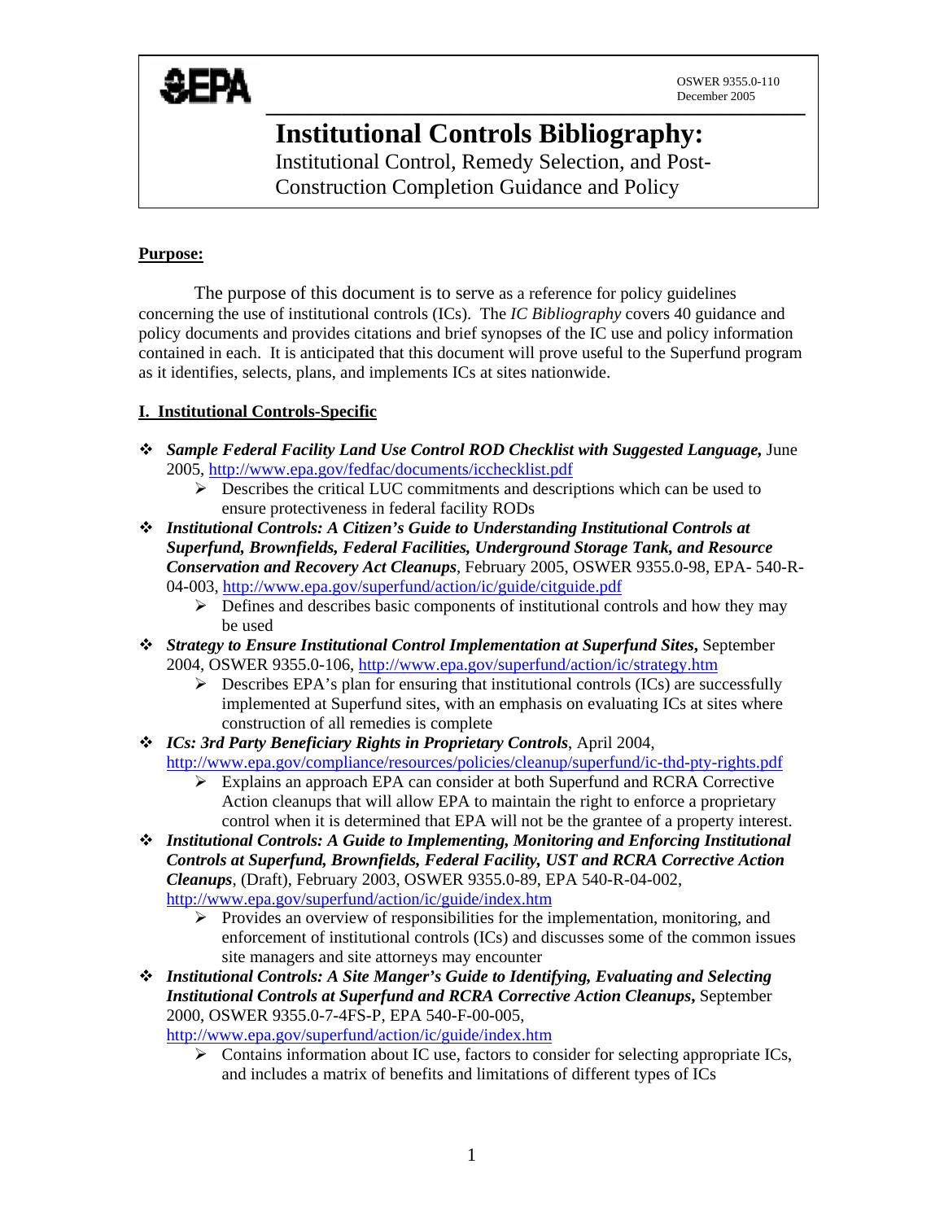OSWER 9355.0-110
December 2005

# Institutional Controls Bibliography:

## Institutional Control, Remedy Selection, and Post-Construction Completion Guidance and Policy

**Purpose:**

The purpose of this document is to serve as a reference for policy guidelines concerning the use of institutional controls (ICs). The *IC Bibliography* covers 40 guidance and policy documents and provides citations and brief synopses of the IC use and policy information contained in each. It is anticipated that this document will prove useful to the Superfund program as it identifies, selects, plans, and implements ICs at sites nationwide.

## I. Institutional Controls-Specific

- ***Sample Federal Facility Land Use Control ROD Checklist with Suggested Language,*** June 2005, http://www.epa.gov/fedfac/documents/icchecklist.pdf
  - Describes the critical LUC commitments and descriptions which can be used to ensure protectiveness in federal facility RODs
- ***Institutional Controls: A Citizen's Guide to Understanding Institutional Controls at Superfund, Brownfields, Federal Facilities, Underground Storage Tank, and Resource Conservation and Recovery Act Cleanups***, February 2005, OSWER 9355.0-98, EPA- 540-R-04-003, http://www.epa.gov/superfund/action/ic/guide/citguide.pdf
  - Defines and describes basic components of institutional controls and how they may be used
- ***Strategy to Ensure Institutional Control Implementation at Superfund Sites,*** September 2004, OSWER 9355.0-106, http://www.epa.gov/superfund/action/ic/strategy.htm
  - Describes EPA's plan for ensuring that institutional controls (ICs) are successfully implemented at Superfund sites, with an emphasis on evaluating ICs at sites where construction of all remedies is complete
- ***ICs: 3rd Party Beneficiary Rights in Proprietary Controls***, April 2004, http://www.epa.gov/compliance/resources/policies/cleanup/superfund/ic-thd-pty-rights.pdf
  - Explains an approach EPA can consider at both Superfund and RCRA Corrective Action cleanups that will allow EPA to maintain the right to enforce a proprietary control when it is determined that EPA will not be the grantee of a property interest.
- ***Institutional Controls: A Guide to Implementing, Monitoring and Enforcing Institutional Controls at Superfund, Brownfields, Federal Facility, UST and RCRA Corrective Action Cleanups***, (Draft), February 2003, OSWER 9355.0-89, EPA 540-R-04-002, http://www.epa.gov/superfund/action/ic/guide/index.htm
  - Provides an overview of responsibilities for the implementation, monitoring, and enforcement of institutional controls (ICs) and discusses some of the common issues site managers and site attorneys may encounter
- ***Institutional Controls: A Site Manger's Guide to Identifying, Evaluating and Selecting Institutional Controls at Superfund and RCRA Corrective Action Cleanups,*** September 2000, OSWER 9355.0-7-4FS-P, EPA 540-F-00-005, http://www.epa.gov/superfund/action/ic/guide/index.htm
  - Contains information about IC use, factors to consider for selecting appropriate ICs, and includes a matrix of benefits and limitations of different types of ICs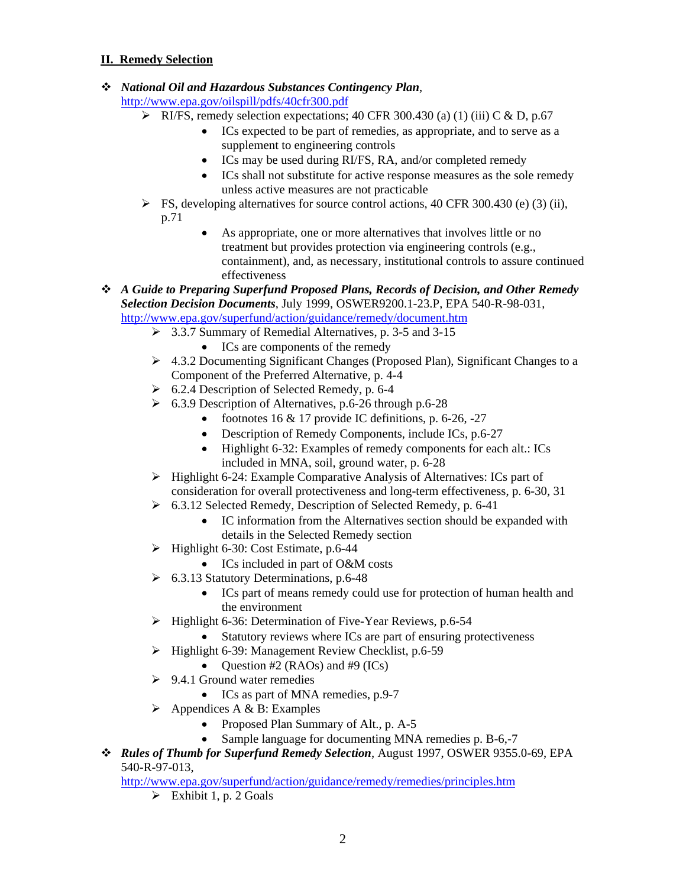## **II. Remedy Selection**

- ***National Oil and Hazardous Substances Contingency Plan***, http://www.epa.gov/oilspill/pdfs/40cfr300.pdf
  - RI/FS, remedy selection expectations; 40 CFR 300.430 (a) (1) (iii) C & D, p.67
    - ICs expected to be part of remedies, as appropriate, and to serve as a supplement to engineering controls
    - ICs may be used during RI/FS, RA, and/or completed remedy
    - ICs shall not substitute for active response measures as the sole remedy unless active measures are not practicable
  - FS, developing alternatives for source control actions, 40 CFR 300.430 (e) (3) (ii), p.71
    - As appropriate, one or more alternatives that involves little or no treatment but provides protection via engineering controls (e.g., containment), and, as necessary, institutional controls to assure continued effectiveness
- ***A Guide to Preparing Superfund Proposed Plans, Records of Decision, and Other Remedy Selection Decision Documents***, July 1999, OSWER9200.1-23.P, EPA 540-R-98-031, http://www.epa.gov/superfund/action/guidance/remedy/document.htm
  - 3.3.7 Summary of Remedial Alternatives, p. 3-5 and 3-15
    - ICs are components of the remedy
  - 4.3.2 Documenting Significant Changes (Proposed Plan), Significant Changes to a Component of the Preferred Alternative, p. 4-4
  - 6.2.4 Description of Selected Remedy, p. 6-4
  - 6.3.9 Description of Alternatives, p.6-26 through p.6-28
    - footnotes 16 & 17 provide IC definitions, p. 6-26, -27
    - Description of Remedy Components, include ICs, p.6-27
    - Highlight 6-32: Examples of remedy components for each alt.: ICs included in MNA, soil, ground water, p. 6-28
  - Highlight 6-24: Example Comparative Analysis of Alternatives: ICs part of consideration for overall protectiveness and long-term effectiveness, p. 6-30, 31
  - 6.3.12 Selected Remedy, Description of Selected Remedy, p. 6-41
    - IC information from the Alternatives section should be expanded with details in the Selected Remedy section
  - Highlight 6-30: Cost Estimate, p.6-44
    - ICs included in part of O&M costs
  - 6.3.13 Statutory Determinations, p.6-48
    - ICs part of means remedy could use for protection of human health and the environment
  - Highlight 6-36: Determination of Five-Year Reviews, p.6-54
    - Statutory reviews where ICs are part of ensuring protectiveness
  - Highlight 6-39: Management Review Checklist, p.6-59
    - Question #2 (RAOs) and #9 (ICs)
  - 9.4.1 Ground water remedies
    - ICs as part of MNA remedies, p.9-7
  - Appendices A & B: Examples
    - Proposed Plan Summary of Alt., p. A-5
    - Sample language for documenting MNA remedies p. B-6,-7
- ***Rules of Thumb for Superfund Remedy Selection***, August 1997, OSWER 9355.0-69, EPA 540-R-97-013, http://www.epa.gov/superfund/action/guidance/remedy/remedies/principles.htm
  - Exhibit 1, p. 2 Goals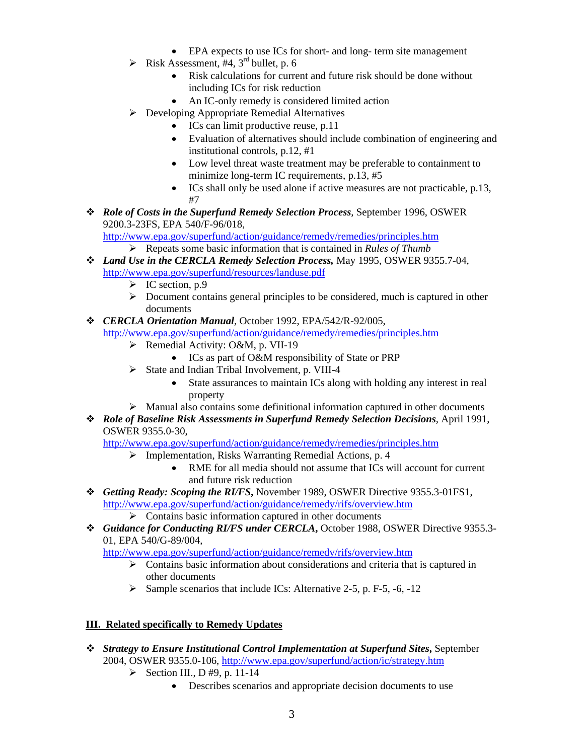- EPA expects to use ICs for short- and long- term site management
    - Risk Assessment, #4, 3rd bullet, p. 6
        - Risk calculations for current and future risk should be done without including ICs for risk reduction
        - An IC-only remedy is considered limited action
    - Developing Appropriate Remedial Alternatives
        - ICs can limit productive reuse, p.11
        - Evaluation of alternatives should include combination of engineering and institutional controls, p.12, #1
        - Low level threat waste treatment may be preferable to containment to minimize long-term IC requirements, p.13, #5
        - ICs shall only be used alone if active measures are not practicable, p.13, #7

- ***Role of Costs in the Superfund Remedy Selection Process***, September 1996, OSWER 9200.3-23FS, EPA 540/F-96/018, http://www.epa.gov/superfund/action/guidance/remedy/remedies/principles.htm
    - Repeats some basic information that is contained in *Rules of Thumb*
- ***Land Use in the CERCLA Remedy Selection Process,*** May 1995, OSWER 9355.7-04, http://www.epa.gov/superfund/resources/landuse.pdf
    - IC section, p.9
    - Document contains general principles to be considered, much is captured in other documents
- ***CERCLA Orientation Manual***, October 1992, EPA/542/R-92/005, http://www.epa.gov/superfund/action/guidance/remedy/remedies/principles.htm
    - Remedial Activity: O&M, p. VII-19
        - ICs as part of O&M responsibility of State or PRP
    - State and Indian Tribal Involvement, p. VIII-4
        - State assurances to maintain ICs along with holding any interest in real property
    - Manual also contains some definitional information captured in other documents
- ***Role of Baseline Risk Assessments in Superfund Remedy Selection Decisions***, April 1991, OSWER 9355.0-30, http://www.epa.gov/superfund/action/guidance/remedy/remedies/principles.htm
    - Implementation, Risks Warranting Remedial Actions, p. 4
        - RME for all media should not assume that ICs will account for current and future risk reduction
- ***Getting Ready: Scoping the RI/FS,*** November 1989, OSWER Directive 9355.3-01FS1, http://www.epa.gov/superfund/action/guidance/remedy/rifs/overview.htm
    - Contains basic information captured in other documents
- ***Guidance for Conducting RI/FS under CERCLA***, October 1988, OSWER Directive 9355.3-01, EPA 540/G-89/004, http://www.epa.gov/superfund/action/guidance/remedy/rifs/overview.htm
    - Contains basic information about considerations and criteria that is captured in other documents
    - Sample scenarios that include ICs: Alternative 2-5, p. F-5, -6, -12

## III. Related specifically to Remedy Updates

- ***Strategy to Ensure Institutional Control Implementation at Superfund Sites,*** September 2004, OSWER 9355.0-106, http://www.epa.gov/superfund/action/ic/strategy.htm
    - Section III., D #9, p. 11-14
        - Describes scenarios and appropriate decision documents to use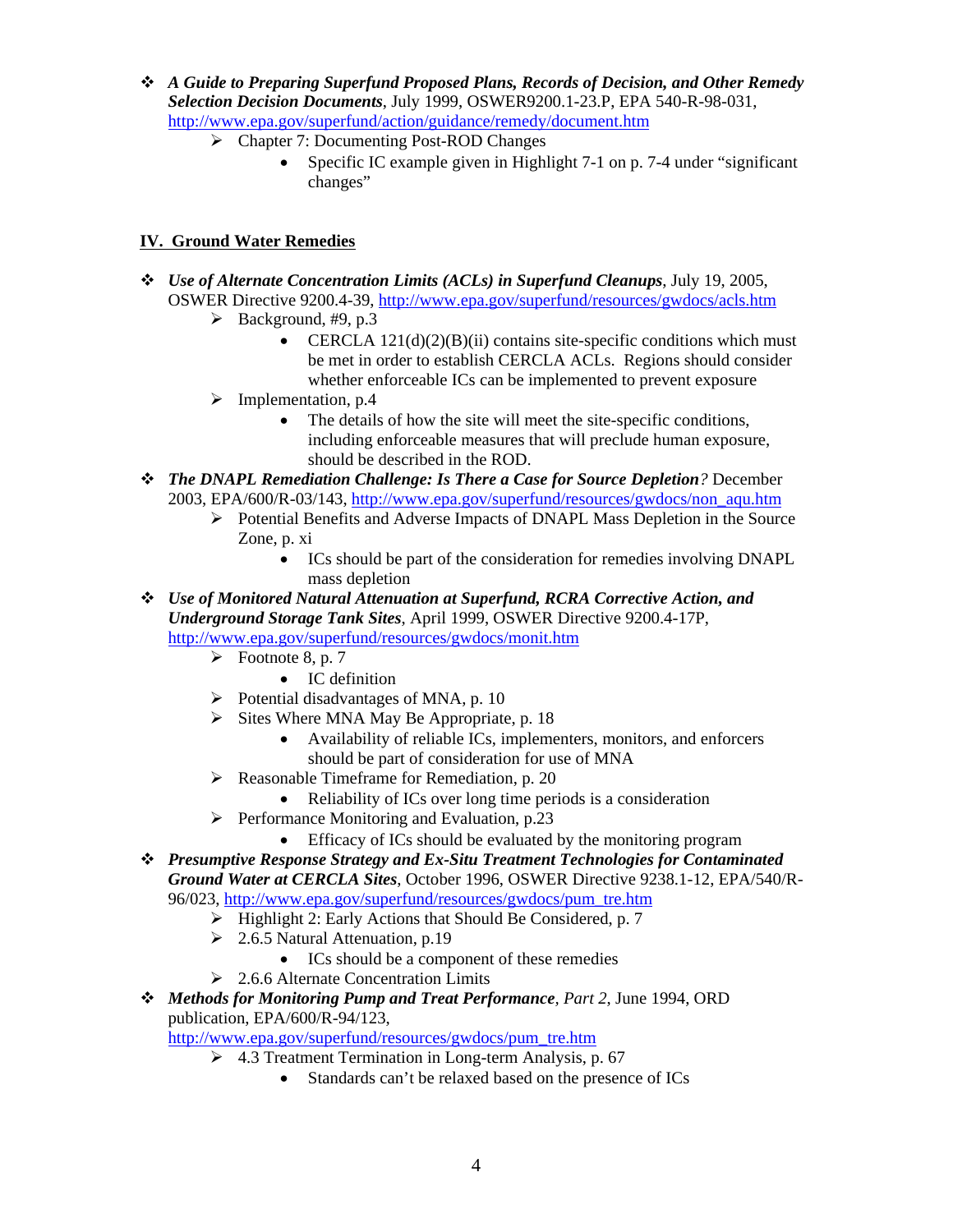- ***A Guide to Preparing Superfund Proposed Plans, Records of Decision, and Other Remedy Selection Decision Documents***, July 1999, OSWER9200.1-23.P, EPA 540-R-98-031, http://www.epa.gov/superfund/action/guidance/remedy/document.htm
  - Chapter 7: Documenting Post-ROD Changes
    - Specific IC example given in Highlight 7-1 on p. 7-4 under "significant changes"

## IV. Ground Water Remedies

- ***Use of Alternate Concentration Limits (ACLs) in Superfund Cleanups***, July 19, 2005, OSWER Directive 9200.4-39, http://www.epa.gov/superfund/resources/gwdocs/acls.htm
  - Background, #9, p.3
    - CERCLA 121(d)(2)(B)(ii) contains site-specific conditions which must be met in order to establish CERCLA ACLs. Regions should consider whether enforceable ICs can be implemented to prevent exposure
  - Implementation, p.4
    - The details of how the site will meet the site-specific conditions, including enforceable measures that will preclude human exposure, should be described in the ROD.
- ***The DNAPL Remediation Challenge: Is There a Case for Source Depletion****?* December 2003, EPA/600/R-03/143, http://www.epa.gov/superfund/resources/gwdocs/non_aqu.htm
  - Potential Benefits and Adverse Impacts of DNAPL Mass Depletion in the Source Zone, p. xi
    - ICs should be part of the consideration for remedies involving DNAPL mass depletion
- ***Use of Monitored Natural Attenuation at Superfund, RCRA Corrective Action, and Underground Storage Tank Sites***, April 1999, OSWER Directive 9200.4-17P, http://www.epa.gov/superfund/resources/gwdocs/monit.htm
  - Footnote 8, p. 7
    - IC definition
  - Potential disadvantages of MNA, p. 10
  - Sites Where MNA May Be Appropriate, p. 18
    - Availability of reliable ICs, implementers, monitors, and enforcers should be part of consideration for use of MNA
  - Reasonable Timeframe for Remediation, p. 20
    - Reliability of ICs over long time periods is a consideration
  - Performance Monitoring and Evaluation, p.23
    - Efficacy of ICs should be evaluated by the monitoring program
- ***Presumptive Response Strategy and Ex-Situ Treatment Technologies for Contaminated Ground Water at CERCLA Sites***, October 1996, OSWER Directive 9238.1-12, EPA/540/R-96/023, http://www.epa.gov/superfund/resources/gwdocs/pum_tre.htm
  - Highlight 2: Early Actions that Should Be Considered, p. 7
  - 2.6.5 Natural Attenuation, p.19
    - ICs should be a component of these remedies
  - 2.6.6 Alternate Concentration Limits
- ***Methods for Monitoring Pump and Treat Performance****, Part 2*, June 1994, ORD publication, EPA/600/R-94/123, http://www.epa.gov/superfund/resources/gwdocs/pum_tre.htm
  - 4.3 Treatment Termination in Long-term Analysis, p. 67
    - Standards can't be relaxed based on the presence of ICs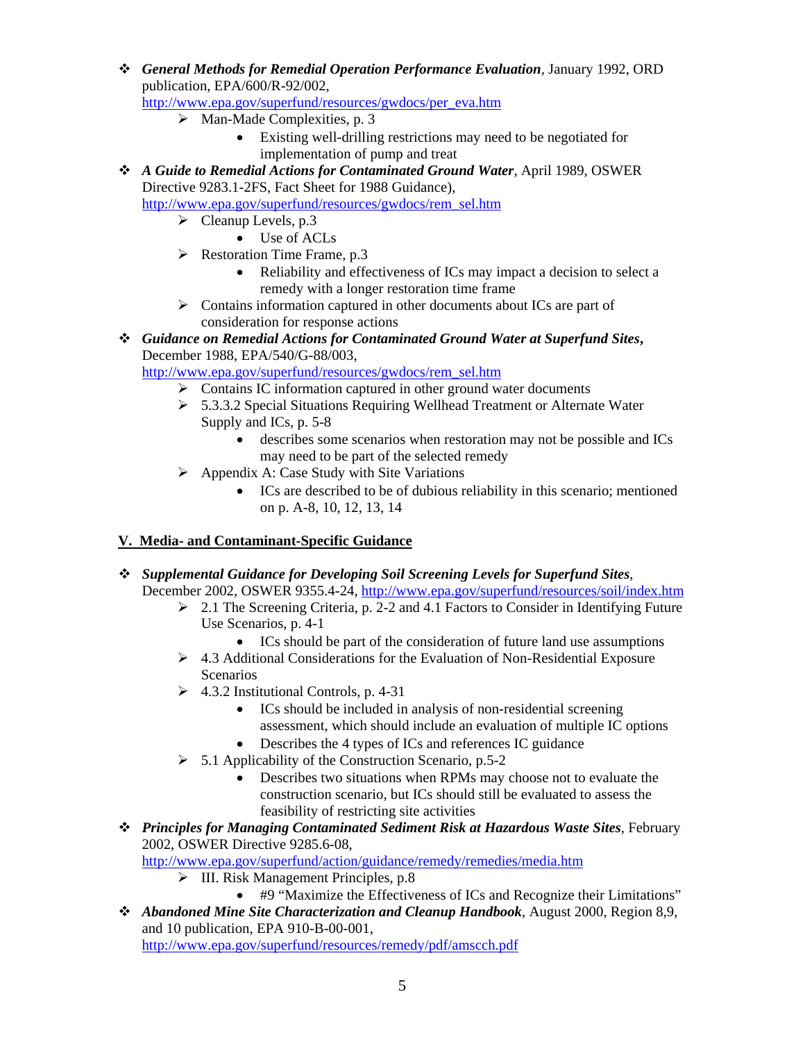- ***General Methods for Remedial Operation Performance Evaluation***, January 1992, ORD publication, EPA/600/R-92/002, http://www.epa.gov/superfund/resources/gwdocs/per_eva.htm
  - Man-Made Complexities, p. 3
    - Existing well-drilling restrictions may need to be negotiated for implementation of pump and treat
- ***A Guide to Remedial Actions for Contaminated Ground Water***, April 1989, OSWER Directive 9283.1-2FS, Fact Sheet for 1988 Guidance), http://www.epa.gov/superfund/resources/gwdocs/rem_sel.htm
  - Cleanup Levels, p.3
    - Use of ACLs
  - Restoration Time Frame, p.3
    - Reliability and effectiveness of ICs may impact a decision to select a remedy with a longer restoration time frame
  - Contains information captured in other documents about ICs are part of consideration for response actions
- ***Guidance on Remedial Actions for Contaminated Ground Water at Superfund Sites***, December 1988, EPA/540/G-88/003, http://www.epa.gov/superfund/resources/gwdocs/rem_sel.htm
  - Contains IC information captured in other ground water documents
  - 5.3.3.2 Special Situations Requiring Wellhead Treatment or Alternate Water Supply and ICs, p. 5-8
    - describes some scenarios when restoration may not be possible and ICs may need to be part of the selected remedy
  - Appendix A: Case Study with Site Variations
    - ICs are described to be of dubious reliability in this scenario; mentioned on p. A-8, 10, 12, 13, 14

## V. Media- and Contaminant-Specific Guidance

- ***Supplemental Guidance for Developing Soil Screening Levels for Superfund Sites***, December 2002, OSWER 9355.4-24, http://www.epa.gov/superfund/resources/soil/index.htm
  - 2.1 The Screening Criteria, p. 2-2 and 4.1 Factors to Consider in Identifying Future Use Scenarios, p. 4-1
    - ICs should be part of the consideration of future land use assumptions
  - 4.3 Additional Considerations for the Evaluation of Non-Residential Exposure Scenarios
  - 4.3.2 Institutional Controls, p. 4-31
    - ICs should be included in analysis of non-residential screening assessment, which should include an evaluation of multiple IC options
    - Describes the 4 types of ICs and references IC guidance
  - 5.1 Applicability of the Construction Scenario, p.5-2
    - Describes two situations when RPMs may choose not to evaluate the construction scenario, but ICs should still be evaluated to assess the feasibility of restricting site activities
- ***Principles for Managing Contaminated Sediment Risk at Hazardous Waste Sites***, February 2002, OSWER Directive 9285.6-08, http://www.epa.gov/superfund/action/guidance/remedy/remedies/media.htm
  - III. Risk Management Principles, p.8
    - #9 "Maximize the Effectiveness of ICs and Recognize their Limitations"
- ***Abandoned Mine Site Characterization and Cleanup Handbook***, August 2000, Region 8,9, and 10 publication, EPA 910-B-00-001, http://www.epa.gov/superfund/resources/remedy/pdf/amscch.pdf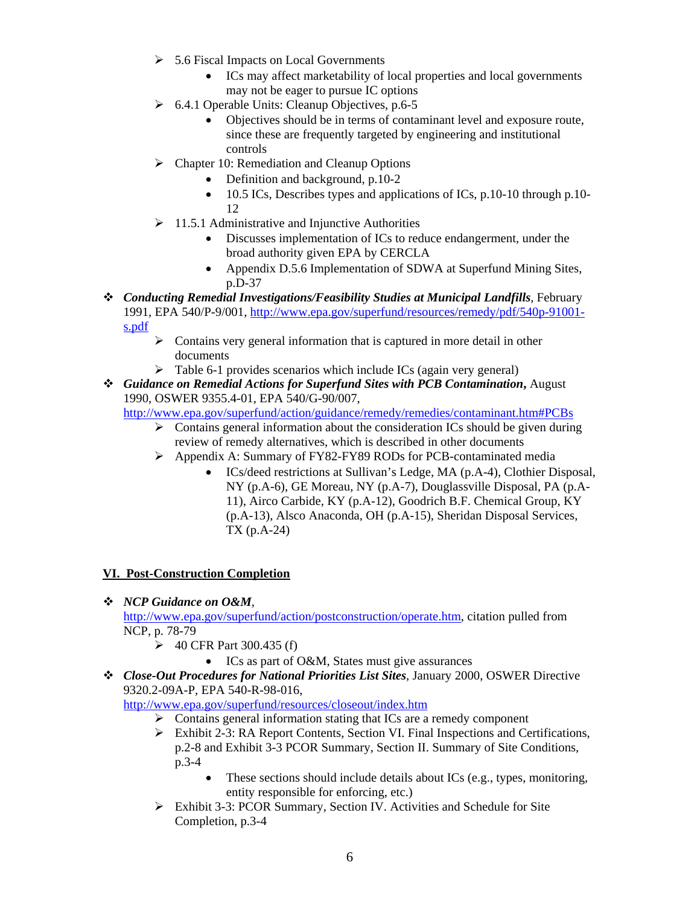- 5.6 Fiscal Impacts on Local Governments
    - ICs may affect marketability of local properties and local governments may not be eager to pursue IC options
- 6.4.1 Operable Units: Cleanup Objectives, p.6-5
    - Objectives should be in terms of contaminant level and exposure route, since these are frequently targeted by engineering and institutional controls
- Chapter 10: Remediation and Cleanup Options
    - Definition and background, p.10-2
    - 10.5 ICs, Describes types and applications of ICs, p.10-10 through p.10-12
- 11.5.1 Administrative and Injunctive Authorities
    - Discusses implementation of ICs to reduce endangerment, under the broad authority given EPA by CERCLA
    - Appendix D.5.6 Implementation of SDWA at Superfund Mining Sites, p.D-37

- ***Conducting Remedial Investigations/Feasibility Studies at Municipal Landfills***, February 1991, EPA 540/P-9/001, http://www.epa.gov/superfund/resources/remedy/pdf/540p-91001-s.pdf
    - Contains very general information that is captured in more detail in other documents
    - Table 6-1 provides scenarios which include ICs (again very general)
- ***Guidance on Remedial Actions for Superfund Sites with PCB Contamination*,** August 1990, OSWER 9355.4-01, EPA 540/G-90/007, http://www.epa.gov/superfund/action/guidance/remedy/remedies/contaminant.htm#PCBs
    - Contains general information about the consideration ICs should be given during review of remedy alternatives, which is described in other documents
    - Appendix A: Summary of FY82-FY89 RODs for PCB-contaminated media
        - ICs/deed restrictions at Sullivan's Ledge, MA (p.A-4), Clothier Disposal, NY (p.A-6), GE Moreau, NY (p.A-7), Douglassville Disposal, PA (p.A-11), Airco Carbide, KY (p.A-12), Goodrich B.F. Chemical Group, KY (p.A-13), Alsco Anaconda, OH (p.A-15), Sheridan Disposal Services, TX (p.A-24)

## VI. Post-Construction Completion

- ***NCP Guidance on O&M***, http://www.epa.gov/superfund/action/postconstruction/operate.htm, citation pulled from NCP, p. 78-79
    - 40 CFR Part 300.435 (f)
        - ICs as part of O&M, States must give assurances
- ***Close-Out Procedures for National Priorities List Sites***, January 2000, OSWER Directive 9320.2-09A-P, EPA 540-R-98-016, http://www.epa.gov/superfund/resources/closeout/index.htm
    - Contains general information stating that ICs are a remedy component
    - Exhibit 2-3: RA Report Contents, Section VI. Final Inspections and Certifications, p.2-8 and Exhibit 3-3 PCOR Summary, Section II. Summary of Site Conditions, p.3-4
        - These sections should include details about ICs (e.g., types, monitoring, entity responsible for enforcing, etc.)
    - Exhibit 3-3: PCOR Summary, Section IV. Activities and Schedule for Site Completion, p.3-4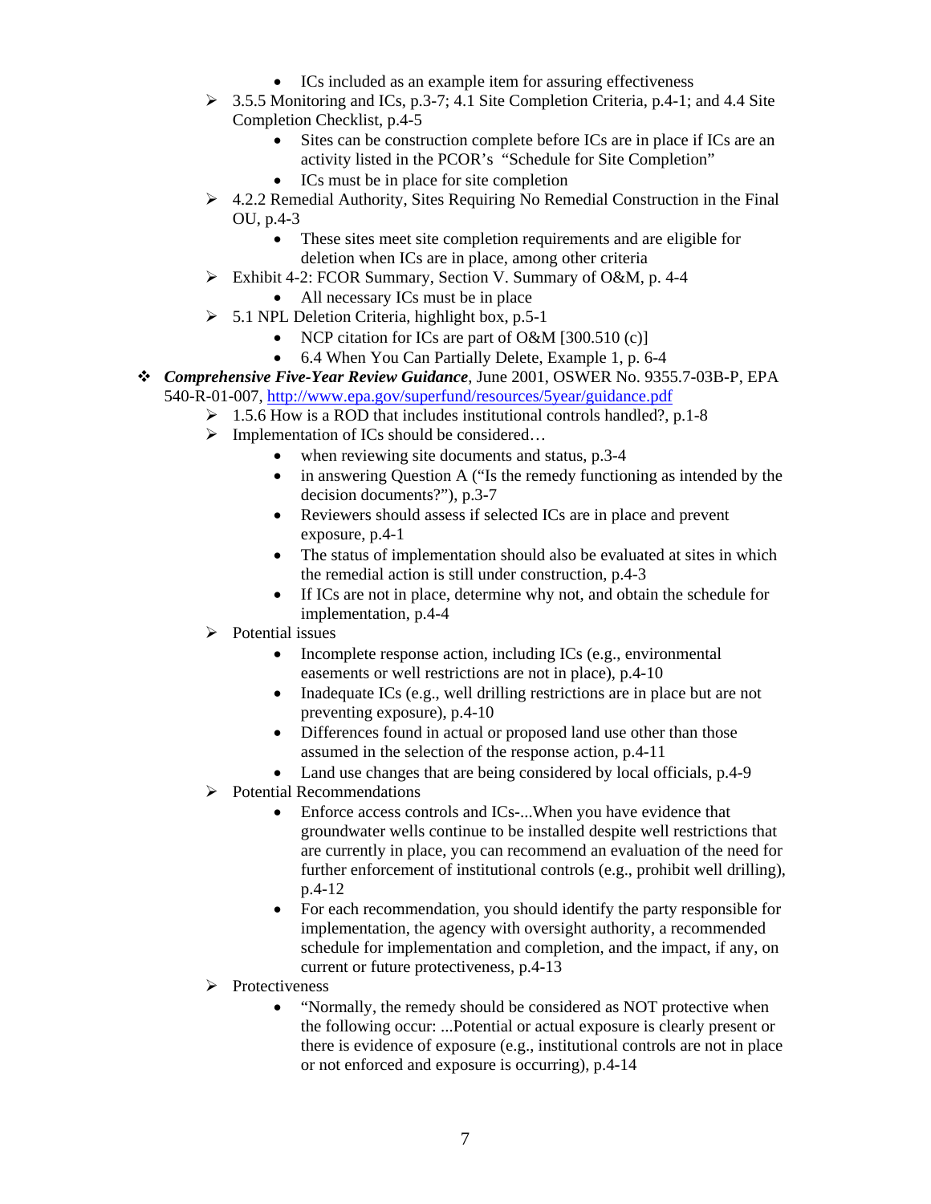- ICs included as an example item for assuring effectiveness
    - 3.5.5 Monitoring and ICs, p.3-7; 4.1 Site Completion Criteria, p.4-1; and 4.4 Site Completion Checklist, p.4-5
        - Sites can be construction complete before ICs are in place if ICs are an activity listed in the PCOR's "Schedule for Site Completion"
        - ICs must be in place for site completion
    - 4.2.2 Remedial Authority, Sites Requiring No Remedial Construction in the Final OU, p.4-3
        - These sites meet site completion requirements and are eligible for deletion when ICs are in place, among other criteria
    - Exhibit 4-2: FCOR Summary, Section V. Summary of O&M, p. 4-4
        - All necessary ICs must be in place
    - 5.1 NPL Deletion Criteria, highlight box, p.5-1
        - NCP citation for ICs are part of O&M [300.510 (c)]
        - 6.4 When You Can Partially Delete, Example 1, p. 6-4
- ***Comprehensive Five-Year Review Guidance***, June 2001, OSWER No. 9355.7-03B-P, EPA 540-R-01-007, http://www.epa.gov/superfund/resources/5year/guidance.pdf
    - 1.5.6 How is a ROD that includes institutional controls handled?, p.1-8
    - Implementation of ICs should be considered…
        - when reviewing site documents and status, p.3-4
        - in answering Question A ("Is the remedy functioning as intended by the decision documents?"), p.3-7
        - Reviewers should assess if selected ICs are in place and prevent exposure, p.4-1
        - The status of implementation should also be evaluated at sites in which the remedial action is still under construction, p.4-3
        - If ICs are not in place, determine why not, and obtain the schedule for implementation, p.4-4
    - Potential issues
        - Incomplete response action, including ICs (e.g., environmental easements or well restrictions are not in place), p.4-10
        - Inadequate ICs (e.g., well drilling restrictions are in place but are not preventing exposure), p.4-10
        - Differences found in actual or proposed land use other than those assumed in the selection of the response action, p.4-11
        - Land use changes that are being considered by local officials, p.4-9
    - Potential Recommendations
        - Enforce access controls and ICs-...When you have evidence that groundwater wells continue to be installed despite well restrictions that are currently in place, you can recommend an evaluation of the need for further enforcement of institutional controls (e.g., prohibit well drilling), p.4-12
        - For each recommendation, you should identify the party responsible for implementation, the agency with oversight authority, a recommended schedule for implementation and completion, and the impact, if any, on current or future protectiveness, p.4-13
    - Protectiveness
        - "Normally, the remedy should be considered as NOT protective when the following occur: ...Potential or actual exposure is clearly present or there is evidence of exposure (e.g., institutional controls are not in place or not enforced and exposure is occurring), p.4-14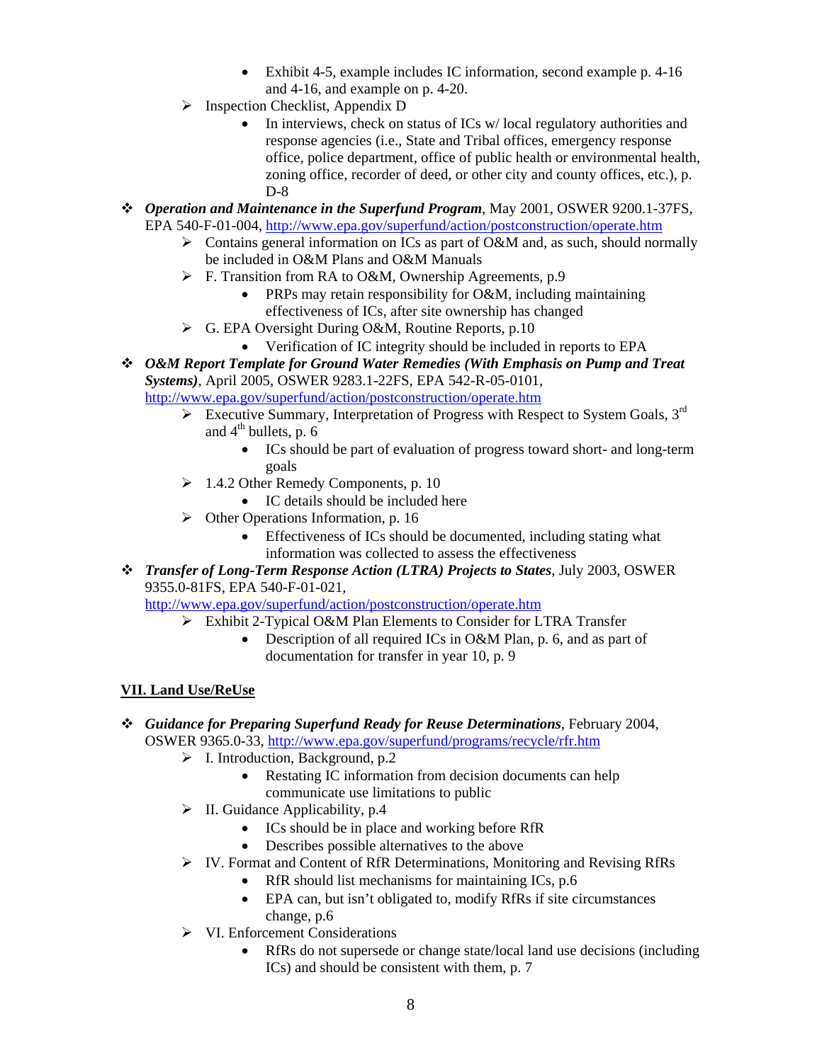- Exhibit 4-5, example includes IC information, second example p. 4-16 and 4-16, and example on p. 4-20.
    - Inspection Checklist, Appendix D
        - In interviews, check on status of ICs w/ local regulatory authorities and response agencies (i.e., State and Tribal offices, emergency response office, police department, office of public health or environmental health, zoning office, recorder of deed, or other city and county offices, etc.), p. D-8

- ***Operation and Maintenance in the Superfund Program***, May 2001, OSWER 9200.1-37FS, EPA 540-F-01-004, http://www.epa.gov/superfund/action/postconstruction/operate.htm
    - Contains general information on ICs as part of O&M and, as such, should normally be included in O&M Plans and O&M Manuals
    - F. Transition from RA to O&M, Ownership Agreements, p.9
        - PRPs may retain responsibility for O&M, including maintaining effectiveness of ICs, after site ownership has changed
    - G. EPA Oversight During O&M, Routine Reports, p.10
        - Verification of IC integrity should be included in reports to EPA
- ***O&M Report Template for Ground Water Remedies (With Emphasis on Pump and Treat Systems)***, April 2005, OSWER 9283.1-22FS, EPA 542-R-05-0101, http://www.epa.gov/superfund/action/postconstruction/operate.htm
    - Executive Summary, Interpretation of Progress with Respect to System Goals, 3rd and 4th bullets, p. 6
        - ICs should be part of evaluation of progress toward short- and long-term goals
    - 1.4.2 Other Remedy Components, p. 10
        - IC details should be included here
    - Other Operations Information, p. 16
        - Effectiveness of ICs should be documented, including stating what information was collected to assess the effectiveness
- ***Transfer of Long-Term Response Action (LTRA) Projects to States***, July 2003, OSWER 9355.0-81FS, EPA 540-F-01-021, http://www.epa.gov/superfund/action/postconstruction/operate.htm
    - Exhibit 2-Typical O&M Plan Elements to Consider for LTRA Transfer
        - Description of all required ICs in O&M Plan, p. 6, and as part of documentation for transfer in year 10, p. 9

## VII. Land Use/ReUse

- ***Guidance for Preparing Superfund Ready for Reuse Determinations***, February 2004, OSWER 9365.0-33, http://www.epa.gov/superfund/programs/recycle/rfr.htm
    - I. Introduction, Background, p.2
        - Restating IC information from decision documents can help communicate use limitations to public
    - II. Guidance Applicability, p.4
        - ICs should be in place and working before RfR
        - Describes possible alternatives to the above
    - IV. Format and Content of RfR Determinations, Monitoring and Revising RfRs
        - RfR should list mechanisms for maintaining ICs, p.6
        - EPA can, but isn't obligated to, modify RfRs if site circumstances change, p.6
    - VI. Enforcement Considerations
        - RfRs do not supersede or change state/local land use decisions (including ICs) and should be consistent with them, p. 7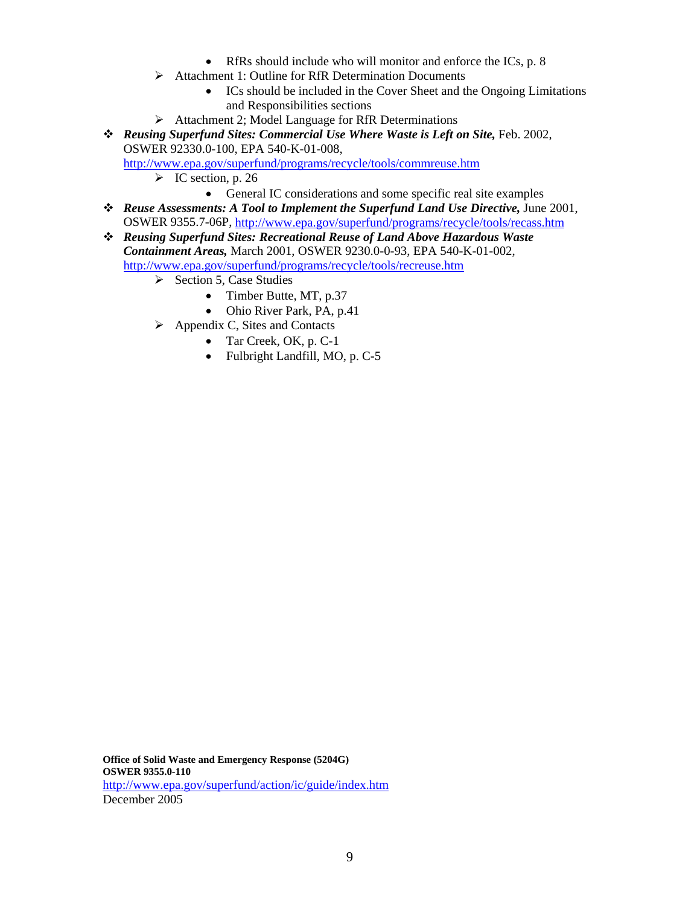- RfRs should include who will monitor and enforce the ICs, p. 8
    - Attachment 1: Outline for RfR Determination Documents
        - ICs should be included in the Cover Sheet and the Ongoing Limitations and Responsibilities sections
    - Attachment 2; Model Language for RfR Determinations
- ***Reusing Superfund Sites: Commercial Use Where Waste is Left on Site,*** Feb. 2002, OSWER 92330.0-100, EPA 540-K-01-008, http://www.epa.gov/superfund/programs/recycle/tools/commreuse.htm
    - IC section, p. 26
        - General IC considerations and some specific real site examples
- ***Reuse Assessments: A Tool to Implement the Superfund Land Use Directive,*** June 2001, OSWER 9355.7-06P, http://www.epa.gov/superfund/programs/recycle/tools/recass.htm
- ***Reusing Superfund Sites: Recreational Reuse of Land Above Hazardous Waste Containment Areas,*** March 2001, OSWER 9230.0-0-93, EPA 540-K-01-002, http://www.epa.gov/superfund/programs/recycle/tools/recreuse.htm
    - Section 5, Case Studies
        - Timber Butte, MT, p.37
        - Ohio River Park, PA, p.41
    - Appendix C, Sites and Contacts
        - Tar Creek, OK, p. C-1
        - Fulbright Landfill, MO, p. C-5

**Office of Solid Waste and Emergency Response (5204G)**
**OSWER 9355.0-110**
http://www.epa.gov/superfund/action/ic/guide/index.htm
December 2005